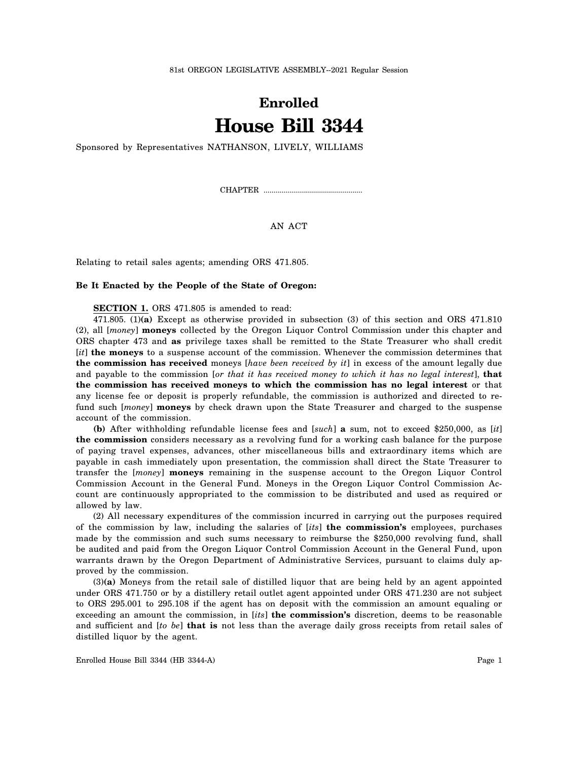81st OREGON LEGISLATIVE ASSEMBLY--2021 Regular Session

# Enrolled

# House Bill 3344

Sponsored by Representatives NATHANSON, LIVELY, WILLIAMS

CHAPTER .................................................

AN ACT

Relating to retail sales agents; amending ORS 471.805.

**Be It Enacted by the People of the State of Oregon:**

**SECTION 1.** ORS 471.805 is amended to read:

471.805. (1)**(a)** Except as otherwise provided in subsection (3) of this section and ORS 471.810 (2), all [*money*] **moneys** collected by the Oregon Liquor Control Commission under this chapter and ORS chapter 473 and **as** privilege taxes shall be remitted to the State Treasurer who shall credit [*it*] **the moneys** to a suspense account of the commission. Whenever the commission determines that **the commission has received** moneys [*have been received by it*] in excess of the amount legally due and payable to the commission [*or that it has received money to which it has no legal interest*], **that the commission has received moneys to which the commission has no legal interest** or that any license fee or deposit is properly refundable, the commission is authorized and directed to refund such [*money*] **moneys** by check drawn upon the State Treasurer and charged to the suspense account of the commission.

**(b)** After withholding refundable license fees and [*such*] **a** sum, not to exceed $250,000, as [*it*] **the commission** considers necessary as a revolving fund for a working cash balance for the purpose of paying travel expenses, advances, other miscellaneous bills and extraordinary items which are payable in cash immediately upon presentation, the commission shall direct the State Treasurer to transfer the [*money*] **moneys** remaining in the suspense account to the Oregon Liquor Control Commission Account in the General Fund. Moneys in the Oregon Liquor Control Commission Account are continuously appropriated to the commission to be distributed and used as required or allowed by law.

(2) All necessary expenditures of the commission incurred in carrying out the purposes required of the commission by law, including the salaries of [*its*] **the commission's** employees, purchases made by the commission and such sums necessary to reimburse the $250,000 revolving fund, shall be audited and paid from the Oregon Liquor Control Commission Account in the General Fund, upon warrants drawn by the Oregon Department of Administrative Services, pursuant to claims duly approved by the commission.

(3)**(a)** Moneys from the retail sale of distilled liquor that are being held by an agent appointed under ORS 471.750 or by a distillery retail outlet agent appointed under ORS 471.230 are not subject to ORS 295.001 to 295.108 if the agent has on deposit with the commission an amount equaling or exceeding an amount the commission, in [*its*] **the commission's** discretion, deems to be reasonable and sufficient and [*to be*] **that is** not less than the average daily gross receipts from retail sales of distilled liquor by the agent.

Enrolled House Bill 3344 (HB 3344-A)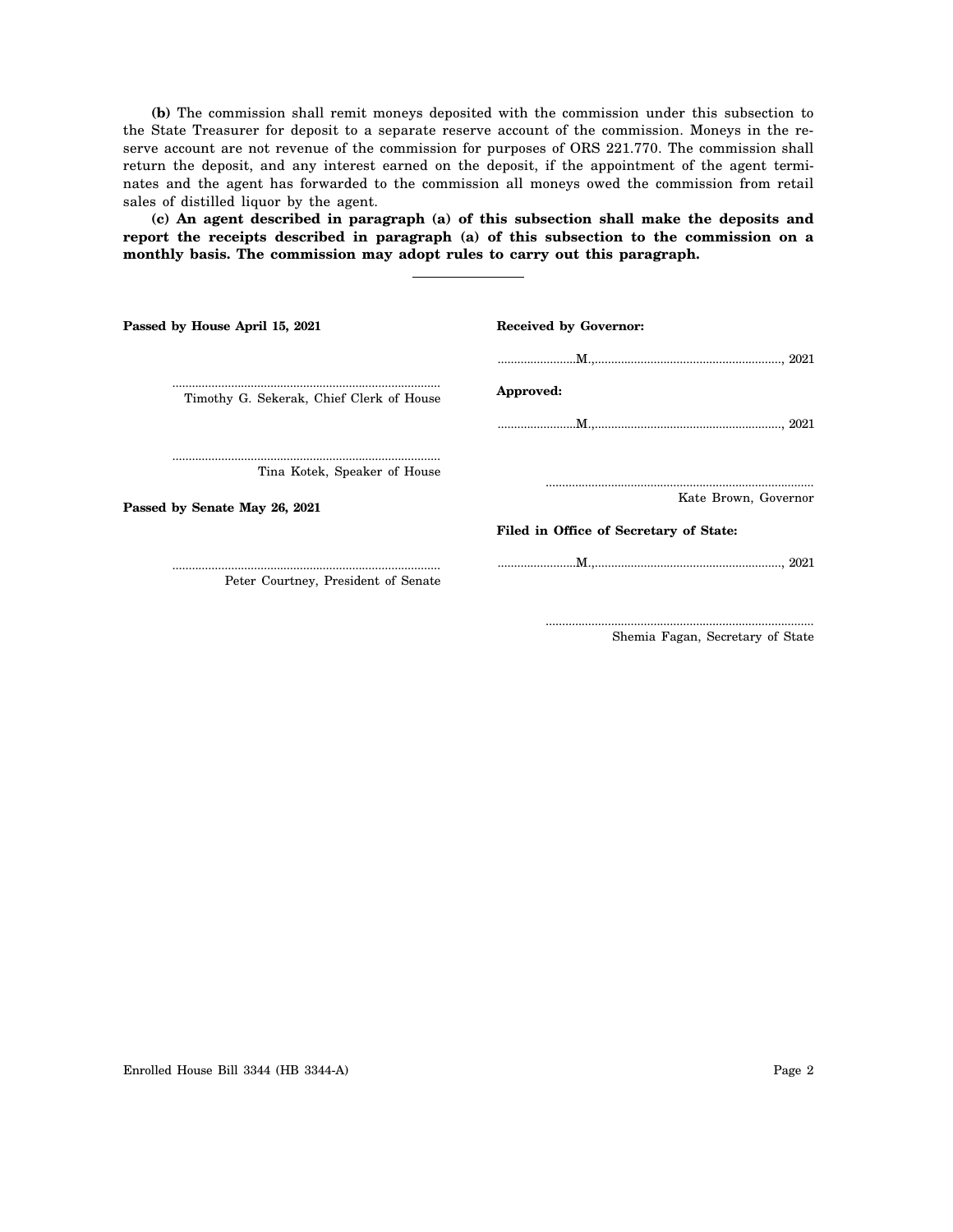**(b)** The commission shall remit moneys deposited with the commission under this subsection to the State Treasurer for deposit to a separate reserve account of the commission. Moneys in the reserve account are not revenue of the commission for purposes of ORS 221.770. The commission shall return the deposit, and any interest earned on the deposit, if the appointment of the agent terminates and the agent has forwarded to the commission all moneys owed the commission from retail sales of distilled liquor by the agent.

**(c) An agent described in paragraph (a) of this subsection shall make the deposits and report the receipts described in paragraph (a) of this subsection to the commission on a monthly basis. The commission may adopt rules to carry out this paragraph.**

---

**Passed by House April 15, 2021**

..................................................................................
Timothy G. Sekerak, Chief Clerk of House

..................................................................................
Tina Kotek, Speaker of House

**Passed by Senate May 26, 2021**

..................................................................................
Peter Courtney, President of Senate

**Received by Governor:**

........................M.,.........................................................., 2021

**Approved:**

........................M.,.........................................................., 2021

..................................................................................
Kate Brown, Governor

**Filed in Office of Secretary of State:**

........................M.,.........................................................., 2021

..................................................................................
Shemia Fagan, Secretary of State

Enrolled House Bill 3344 (HB 3344-A)